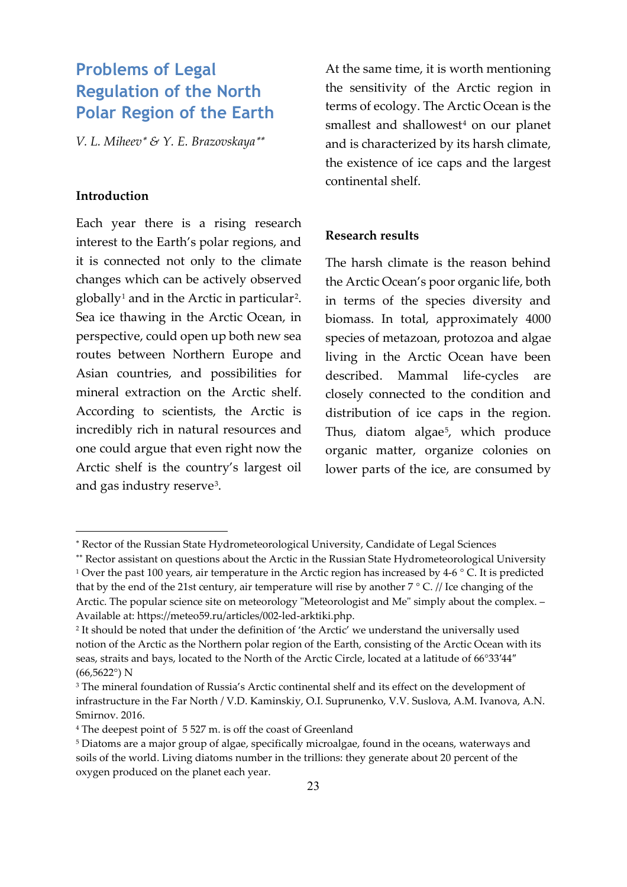# Problems of Legal Regulation of the North Polar Region of the Earth

*V. L. Miheev\* & Y. E. Brazovskaya\*\**

## Introduction

Each year there is a rising research interest to the Earth's polar regions, and it is connected not only to the climate changes which can be actively observed globally[1] and in the Arctic in particular[2]. Sea ice thawing in the Arctic Ocean, in perspective, could open up both new sea routes between Northern Europe and Asian countries, and possibilities for mineral extraction on the Arctic shelf. According to scientists, the Arctic is incredibly rich in natural resources and one could argue that even right now the Arctic shelf is the country's largest oil and gas industry reserve[3].

At the same time, it is worth mentioning the sensitivity of the Arctic region in terms of ecology. The Arctic Ocean is the smallest and shallowest[4] on our planet and is characterized by its harsh climate, the existence of ice caps and the largest continental shelf.

## Research results

The harsh climate is the reason behind the Arctic Ocean's poor organic life, both in terms of the species diversity and biomass. In total, approximately 4000 species of metazoan, protozoa and algae living in the Arctic Ocean have been described. Mammal life-cycles are closely connected to the condition and distribution of ice caps in the region. Thus, diatom algae[5], which produce organic matter, organize colonies on lower parts of the ice, are consumed by

---

\* Rector of the Russian State Hydrometeorological University, Candidate of Legal Sciences

\*\* Rector assistant on questions about the Arctic in the Russian State Hydrometeorological University

[1] Over the past 100 years, air temperature in the Arctic region has increased by 4-6 ° C. It is predicted that by the end of the 21st century, air temperature will rise by another 7 ° C. // Ice changing of the Arctic. The popular science site on meteorology "Meteorologist and Me" simply about the complex. – Available at: https://meteo59.ru/articles/002-led-arktiki.php.

[2] It should be noted that under the definition of 'the Arctic' we understand the universally used notion of the Arctic as the Northern polar region of the Earth, consisting of the Arctic Ocean with its seas, straits and bays, located to the North of the Arctic Circle, located at a latitude of 66°33′44″ (66,5622°) N

[3] The mineral foundation of Russia's Arctic continental shelf and its effect on the development of infrastructure in the Far North / V.D. Kaminskiy, O.I. Suprunenko, V.V. Suslova, A.M. Ivanova, A.N. Smirnov. 2016.

[4] The deepest point of 5 527 m. is off the coast of Greenland

[5] Diatoms are a major group of algae, specifically microalgae, found in the oceans, waterways and soils of the world. Living diatoms number in the trillions: they generate about 20 percent of the oxygen produced on the planet each year.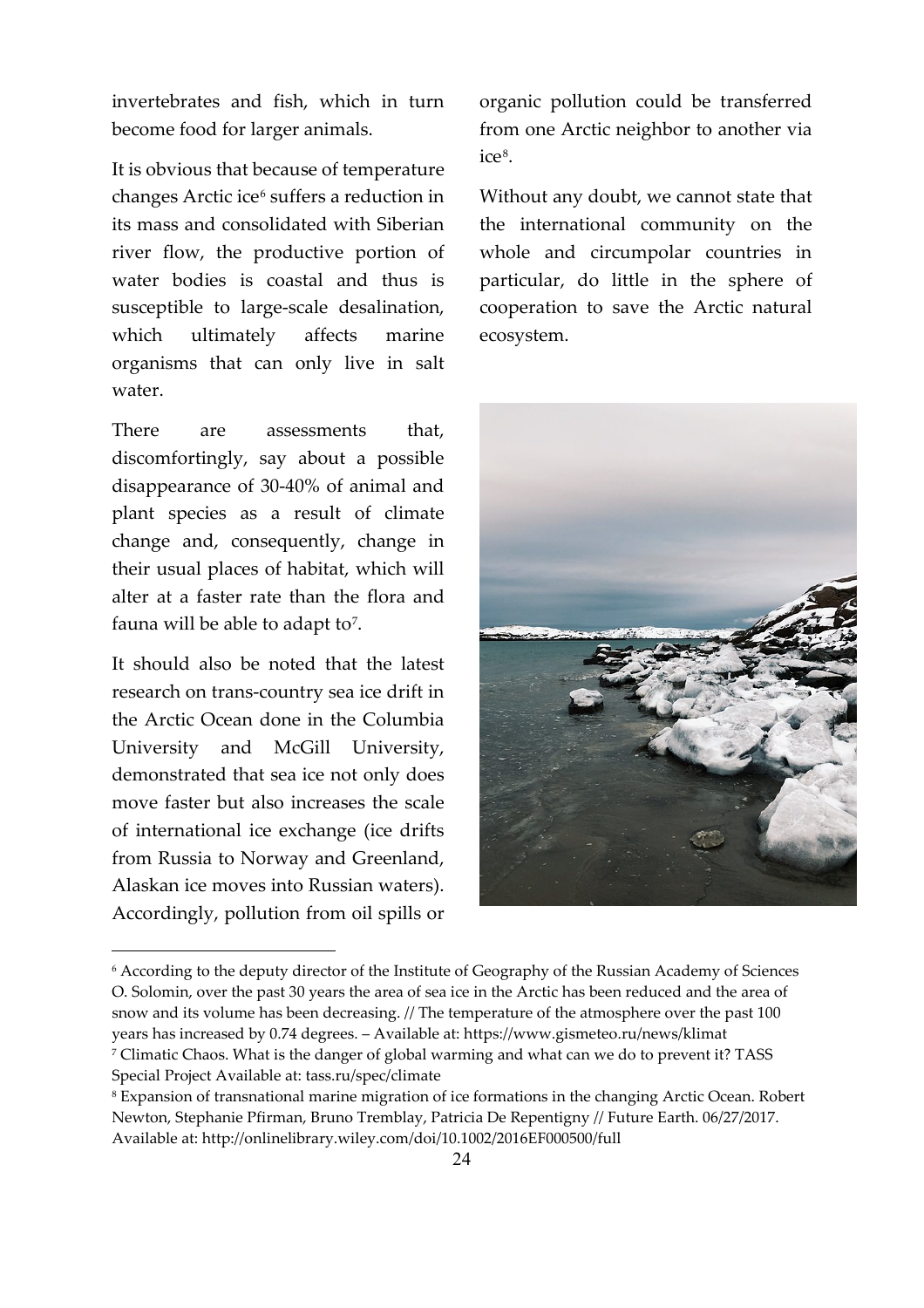invertebrates and fish, which in turn become food for larger animals.

It is obvious that because of temperature changes Arctic ice[6] suffers a reduction in its mass and consolidated with Siberian river flow, the productive portion of water bodies is coastal and thus is susceptible to large-scale desalination, which ultimately affects marine organisms that can only live in salt water.

There are assessments that, discomfortingly, say about a possible disappearance of 30-40% of animal and plant species as a result of climate change and, consequently, change in their usual places of habitat, which will alter at a faster rate than the flora and fauna will be able to adapt to[7].

It should also be noted that the latest research on trans-country sea ice drift in the Arctic Ocean done in the Columbia University and McGill University, demonstrated that sea ice not only does move faster but also increases the scale of international ice exchange (ice drifts from Russia to Norway and Greenland, Alaskan ice moves into Russian waters). Accordingly, pollution from oil spills or organic pollution could be transferred from one Arctic neighbor to another via ice[8].

Without any doubt, we cannot state that the international community on the whole and circumpolar countries in particular, do little in the sphere of cooperation to save the Arctic natural ecosystem.

---

[6] According to the deputy director of the Institute of Geography of the Russian Academy of Sciences O. Solomin, over the past 30 years the area of sea ice in the Arctic has been reduced and the area of snow and its volume has been decreasing. // The temperature of the atmosphere over the past 100 years has increased by 0.74 degrees. – Available at: https://www.gismeteo.ru/news/klimat

[7] Climatic Chaos. What is the danger of global warming and what can we do to prevent it? TASS Special Project Available at: tass.ru/spec/climate

[8] Expansion of transnational marine migration of ice formations in the changing Arctic Ocean. Robert Newton, Stephanie Pfirman, Bruno Tremblay, Patricia De Repentigny // Future Earth. 06/27/2017. Available at: http://onlinelibrary.wiley.com/doi/10.1002/2016EF000500/full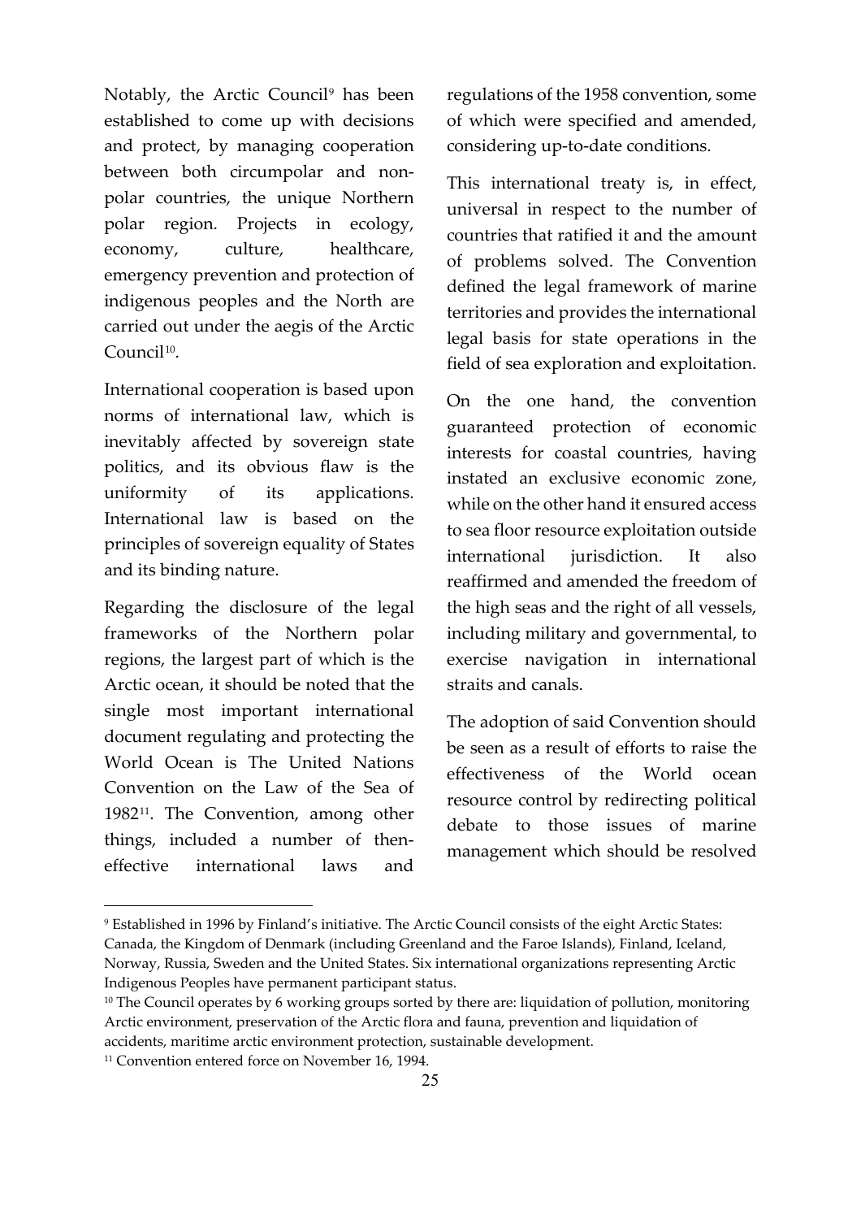Notably, the Arctic Council[9] has been established to come up with decisions and protect, by managing cooperation between both circumpolar and non-polar countries, the unique Northern polar region. Projects in ecology, economy, culture, healthcare, emergency prevention and protection of indigenous peoples and the North are carried out under the aegis of the Arctic Council[10].

International cooperation is based upon norms of international law, which is inevitably affected by sovereign state politics, and its obvious flaw is the uniformity of its applications. International law is based on the principles of sovereign equality of States and its binding nature.

Regarding the disclosure of the legal frameworks of the Northern polar regions, the largest part of which is the Arctic ocean, it should be noted that the single most important international document regulating and protecting the World Ocean is The United Nations Convention on the Law of the Sea of 1982[11]. The Convention, among other things, included a number of then-effective international laws and regulations of the 1958 convention, some of which were specified and amended, considering up-to-date conditions.

This international treaty is, in effect, universal in respect to the number of countries that ratified it and the amount of problems solved. The Convention defined the legal framework of marine territories and provides the international legal basis for state operations in the field of sea exploration and exploitation.

On the one hand, the convention guaranteed protection of economic interests for coastal countries, having instated an exclusive economic zone, while on the other hand it ensured access to sea floor resource exploitation outside international jurisdiction. It also reaffirmed and amended the freedom of the high seas and the right of all vessels, including military and governmental, to exercise navigation in international straits and canals.

The adoption of said Convention should be seen as a result of efforts to raise the effectiveness of the World ocean resource control by redirecting political debate to those issues of marine management which should be resolved

---

[9] Established in 1996 by Finland's initiative. The Arctic Council consists of the eight Arctic States: Canada, the Kingdom of Denmark (including Greenland and the Faroe Islands), Finland, Iceland, Norway, Russia, Sweden and the United States. Six international organizations representing Arctic Indigenous Peoples have permanent participant status.

[10] The Council operates by 6 working groups sorted by there are: liquidation of pollution, monitoring Arctic environment, preservation of the Arctic flora and fauna, prevention and liquidation of accidents, maritime arctic environment protection, sustainable development.

[11] Convention entered force on November 16, 1994.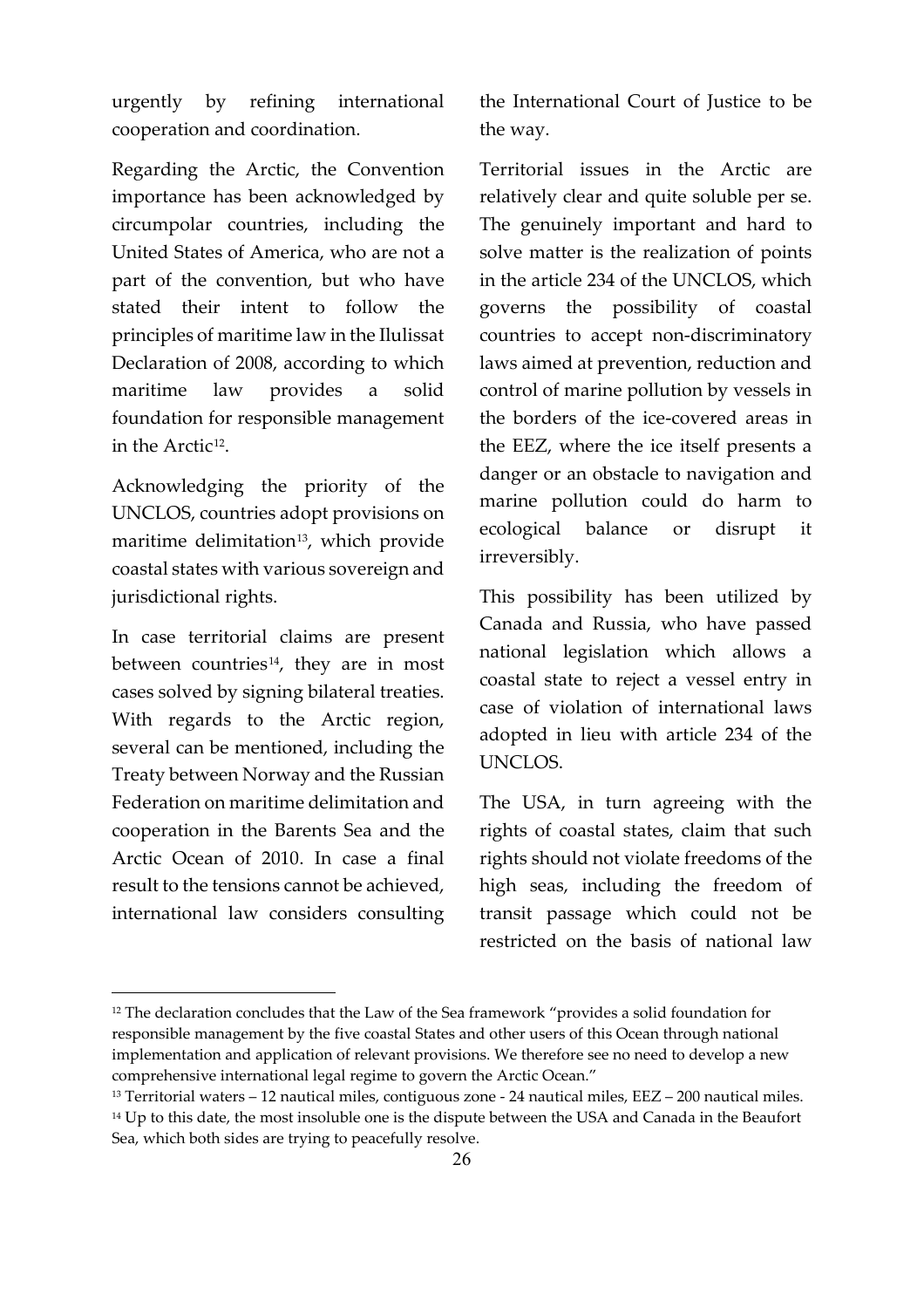urgently by refining international cooperation and coordination.

Regarding the Arctic, the Convention importance has been acknowledged by circumpolar countries, including the United States of America, who are not a part of the convention, but who have stated their intent to follow the principles of maritime law in the Ilulissat Declaration of 2008, according to which maritime law provides a solid foundation for responsible management in the Arctic[12].

Acknowledging the priority of the UNCLOS, countries adopt provisions on maritime delimitation[13], which provide coastal states with various sovereign and jurisdictional rights.

In case territorial claims are present between countries[14], they are in most cases solved by signing bilateral treaties. With regards to the Arctic region, several can be mentioned, including the Treaty between Norway and the Russian Federation on maritime delimitation and cooperation in the Barents Sea and the Arctic Ocean of 2010. In case a final result to the tensions cannot be achieved, international law considers consulting the International Court of Justice to be the way.

Territorial issues in the Arctic are relatively clear and quite soluble per se. The genuinely important and hard to solve matter is the realization of points in the article 234 of the UNCLOS, which governs the possibility of coastal countries to accept non-discriminatory laws aimed at prevention, reduction and control of marine pollution by vessels in the borders of the ice-covered areas in the EEZ, where the ice itself presents a danger or an obstacle to navigation and marine pollution could do harm to ecological balance or disrupt it irreversibly.

This possibility has been utilized by Canada and Russia, who have passed national legislation which allows a coastal state to reject a vessel entry in case of violation of international laws adopted in lieu with article 234 of the UNCLOS.

The USA, in turn agreeing with the rights of coastal states, claim that such rights should not violate freedoms of the high seas, including the freedom of transit passage which could not be restricted on the basis of national law

---

[12] The declaration concludes that the Law of the Sea framework "provides a solid foundation for responsible management by the five coastal States and other users of this Ocean through national implementation and application of relevant provisions. We therefore see no need to develop a new comprehensive international legal regime to govern the Arctic Ocean."

[13] Territorial waters – 12 nautical miles, contiguous zone - 24 nautical miles, EEZ – 200 nautical miles.

[14] Up to this date, the most insoluble one is the dispute between the USA and Canada in the Beaufort Sea, which both sides are trying to peacefully resolve.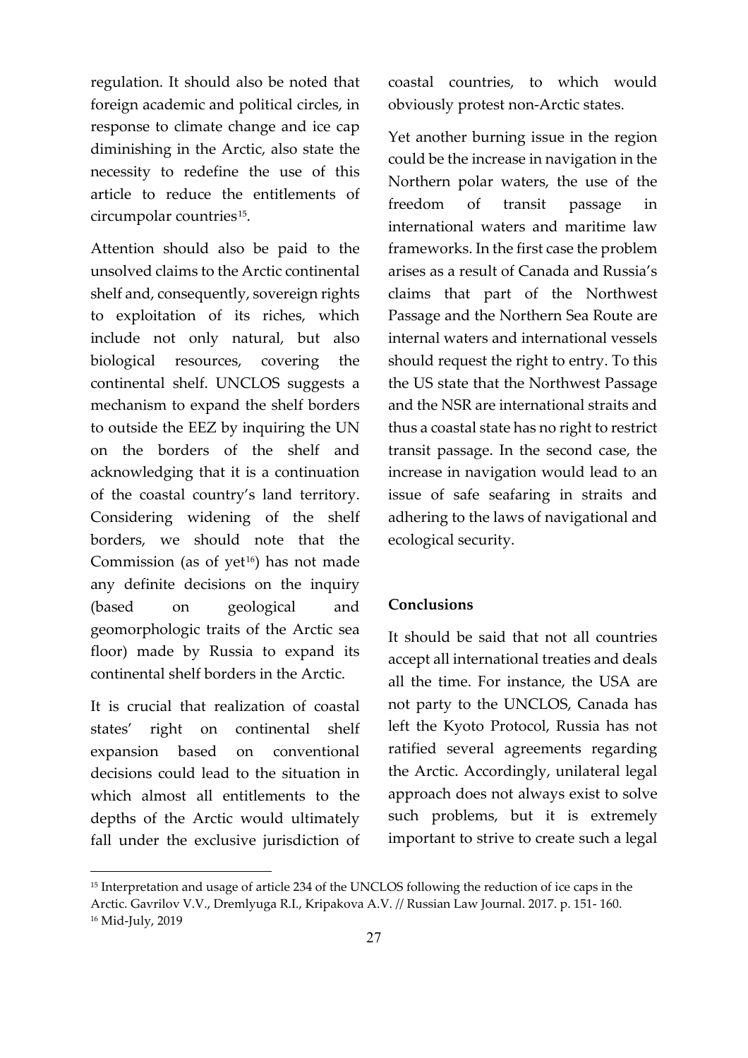regulation. It should also be noted that foreign academic and political circles, in response to climate change and ice cap diminishing in the Arctic, also state the necessity to redefine the use of this article to reduce the entitlements of circumpolar countries[15].

Attention should also be paid to the unsolved claims to the Arctic continental shelf and, consequently, sovereign rights to exploitation of its riches, which include not only natural, but also biological resources, covering the continental shelf. UNCLOS suggests a mechanism to expand the shelf borders to outside the EEZ by inquiring the UN on the borders of the shelf and acknowledging that it is a continuation of the coastal country's land territory. Considering widening of the shelf borders, we should note that the Commission (as of yet[16]) has not made any definite decisions on the inquiry (based on geological and geomorphologic traits of the Arctic sea floor) made by Russia to expand its continental shelf borders in the Arctic.

It is crucial that realization of coastal states' right on continental shelf expansion based on conventional decisions could lead to the situation in which almost all entitlements to the depths of the Arctic would ultimately fall under the exclusive jurisdiction of coastal countries, to which would obviously protest non-Arctic states.

Yet another burning issue in the region could be the increase in navigation in the Northern polar waters, the use of the freedom of transit passage in international waters and maritime law frameworks. In the first case the problem arises as a result of Canada and Russia's claims that part of the Northwest Passage and the Northern Sea Route are internal waters and international vessels should request the right to entry. To this the US state that the Northwest Passage and the NSR are international straits and thus a coastal state has no right to restrict transit passage. In the second case, the increase in navigation would lead to an issue of safe seafaring in straits and adhering to the laws of navigational and ecological security.

## Conclusions

It should be said that not all countries accept all international treaties and deals all the time. For instance, the USA are not party to the UNCLOS, Canada has left the Kyoto Protocol, Russia has not ratified several agreements regarding the Arctic. Accordingly, unilateral legal approach does not always exist to solve such problems, but it is extremely important to strive to create such a legal

---

[15] Interpretation and usage of article 234 of the UNCLOS following the reduction of ice caps in the Arctic. Gavrilov V.V., Dremlyuga R.I., Kripakova A.V. // Russian Law Journal. 2017. p. 151- 160.

[16] Mid-July, 2019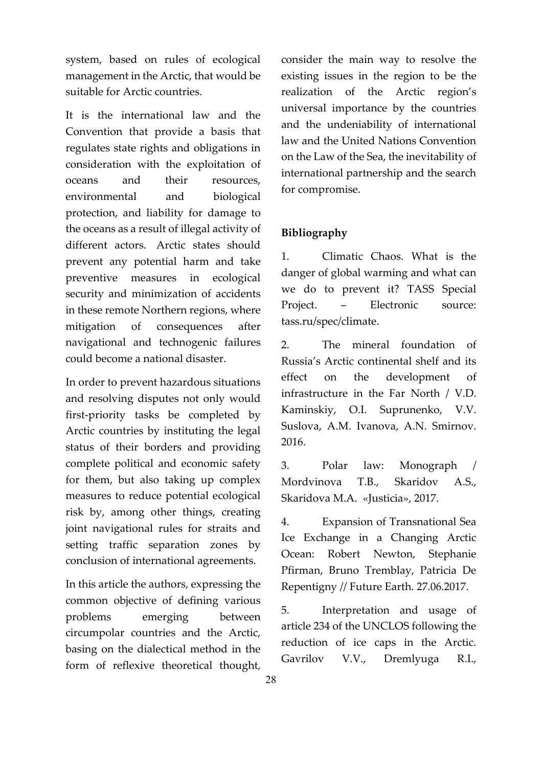system, based on rules of ecological management in the Arctic, that would be suitable for Arctic countries.

It is the international law and the Convention that provide a basis that regulates state rights and obligations in consideration with the exploitation of oceans and their resources, environmental and biological protection, and liability for damage to the oceans as a result of illegal activity of different actors. Arctic states should prevent any potential harm and take preventive measures in ecological security and minimization of accidents in these remote Northern regions, where mitigation of consequences after navigational and technogenic failures could become a national disaster.

In order to prevent hazardous situations and resolving disputes not only would first-priority tasks be completed by Arctic countries by instituting the legal status of their borders and providing complete political and economic safety for them, but also taking up complex measures to reduce potential ecological risk by, among other things, creating joint navigational rules for straits and setting traffic separation zones by conclusion of international agreements.

In this article the authors, expressing the common objective of defining various problems emerging between circumpolar countries and the Arctic, basing on the dialectical method in the form of reflexive theoretical thought, consider the main way to resolve the existing issues in the region to be the realization of the Arctic region's universal importance by the countries and the undeniability of international law and the United Nations Convention on the Law of the Sea, the inevitability of international partnership and the search for compromise.

**Bibliography**

1. Climatic Chaos. What is the danger of global warming and what can we do to prevent it? TASS Special Project. – Electronic source: tass.ru/spec/climate.

2. The mineral foundation of Russia's Arctic continental shelf and its effect on the development of infrastructure in the Far North / V.D. Kaminskiy, O.I. Suprunenko, V.V. Suslova, A.M. Ivanova, A.N. Smirnov. 2016.

3. Polar law: Monograph / Mordvinova T.B., Skaridov A.S., Skaridova M.A. «Justicia», 2017.

4. Expansion of Transnational Sea Ice Exchange in a Changing Arctic Ocean: Robert Newton, Stephanie Pfirman, Bruno Tremblay, Patricia De Repentigny // Future Earth. 27.06.2017.

5. Interpretation and usage of article 234 of the UNCLOS following the reduction of ice caps in the Arctic. Gavrilov V.V., Dremlyuga R.I.,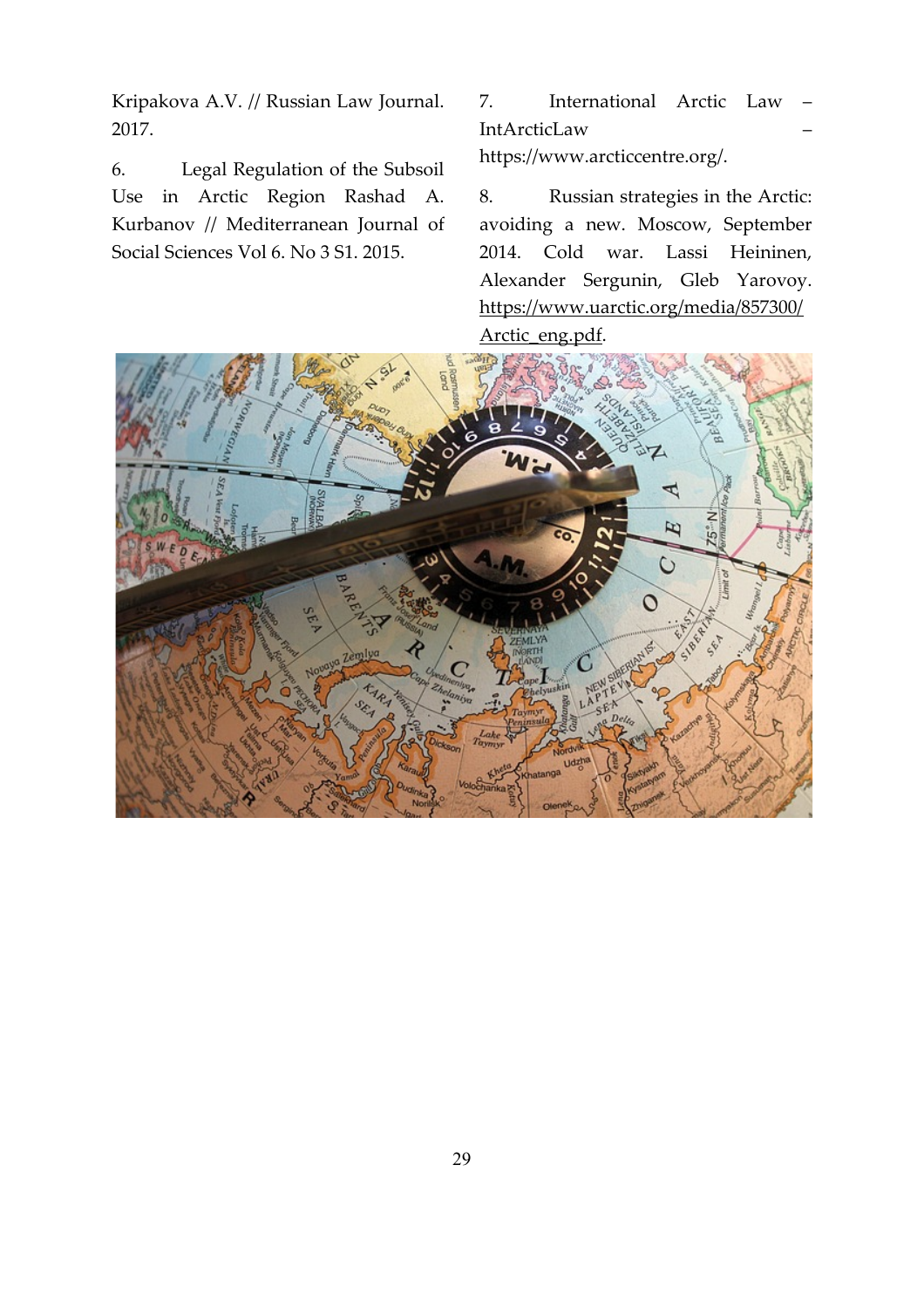Kripakova A.V. // Russian Law Journal. 2017.

6. Legal Regulation of the Subsoil Use in Arctic Region Rashad A. Kurbanov // Mediterranean Journal of Social Sciences Vol 6. No 3 S1. 2015.

7. International Arctic Law – IntArcticLaw – https://www.arcticcentre.org/.

8. Russian strategies in the Arctic: avoiding a new. Moscow, September 2014. Cold war. Lassi Heininen, Alexander Sergunin, Gleb Yarovoy. https://www.uarctic.org/media/857300/Arctic_eng.pdf.